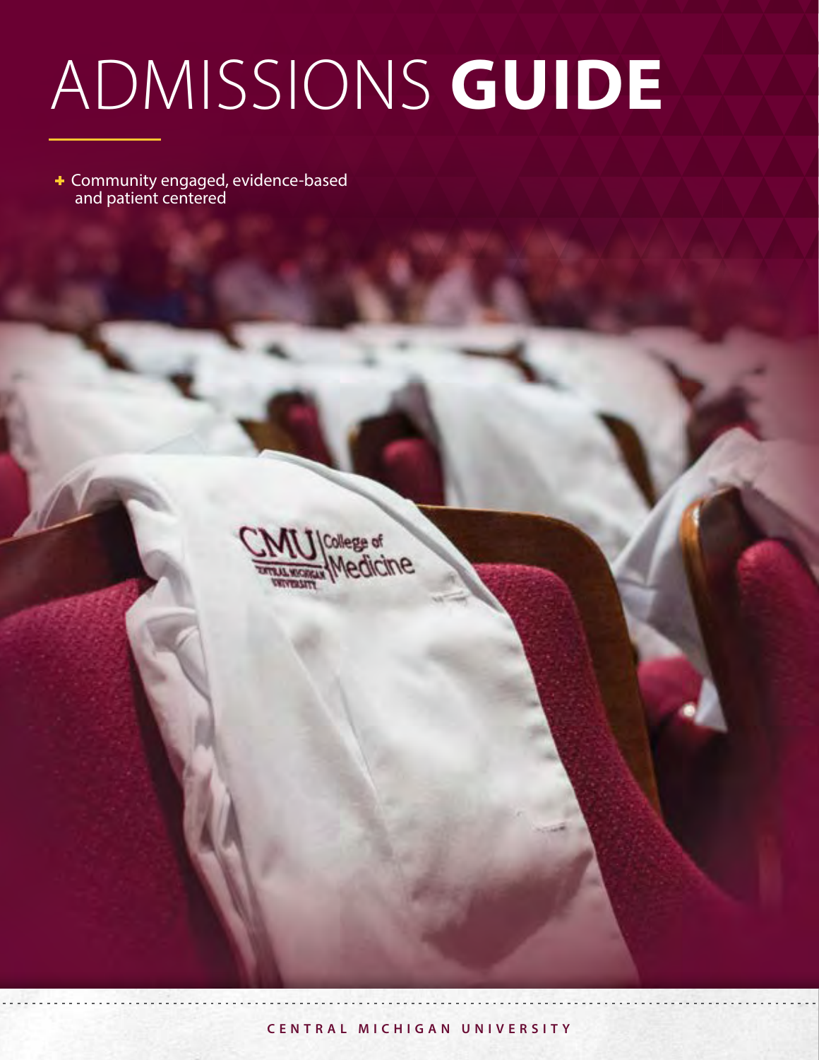# ADMISSIONS **GUIDE**

+ Community engaged, evidence-based and patient centered

CENTRAL MICHIGAN UNIVERSITY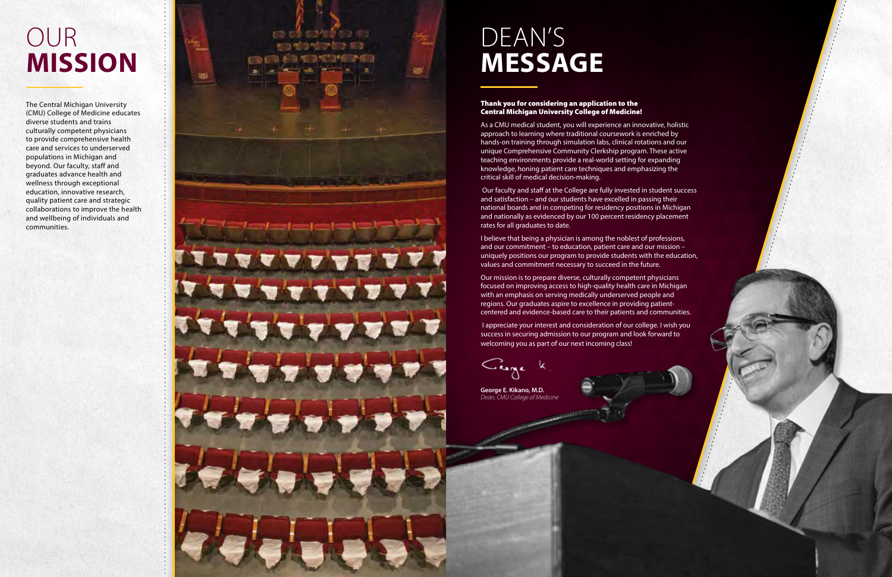# OUR **MISSION**

The Central Michigan University (CMU) College of Medicine educates diverse students and trains culturally competent physicians to provide comprehensive health care and services to underserved populations in Michigan and beyond. Our faculty, staff and graduates advance health and wellness through exceptional education, innovative research, quality patient care and strategic collaborations to improve the health and wellbeing of individuals and communities.

# DEAN'S **MESSAGE**

**Thank you for considering an application to the Central Michigan University College of Medicine!**

As a CMU medical student, you will experience an innovative, holistic approach to learning where traditional coursework is enriched by hands-on training through simulation labs, clinical rotations and our unique Comprehensive Community Clerkship program. These active teaching environments provide a real-world setting for expanding knowledge, honing patient care techniques and emphasizing the critical skill of medical decision-making.

Our faculty and staff at the College are fully invested in student success and satisfaction – and our students have excelled in passing their national boards and in competing for residency positions in Michigan and nationally as evidenced by our 100 percent residency placement rates for all graduates to date.

I believe that being a physician is among the noblest of professions, and our commitment – to education, patient care and our mission – uniquely positions our program to provide students with the education, values and commitment necessary to succeed in the future.

Our mission is to prepare diverse, culturally competent physicians focused on improving access to high-quality health care in Michigan with an emphasis on serving medically underserved people and regions. Our graduates aspire to excellence in providing patient-centered and evidence-based care to their patients and communities.

I appreciate your interest and consideration of our college. I wish you success in securing admission to our program and look forward to welcoming you as part of our next incoming class!

George K.

**George E. Kikano, M.D.**
*Dean, CMU College of Medicine*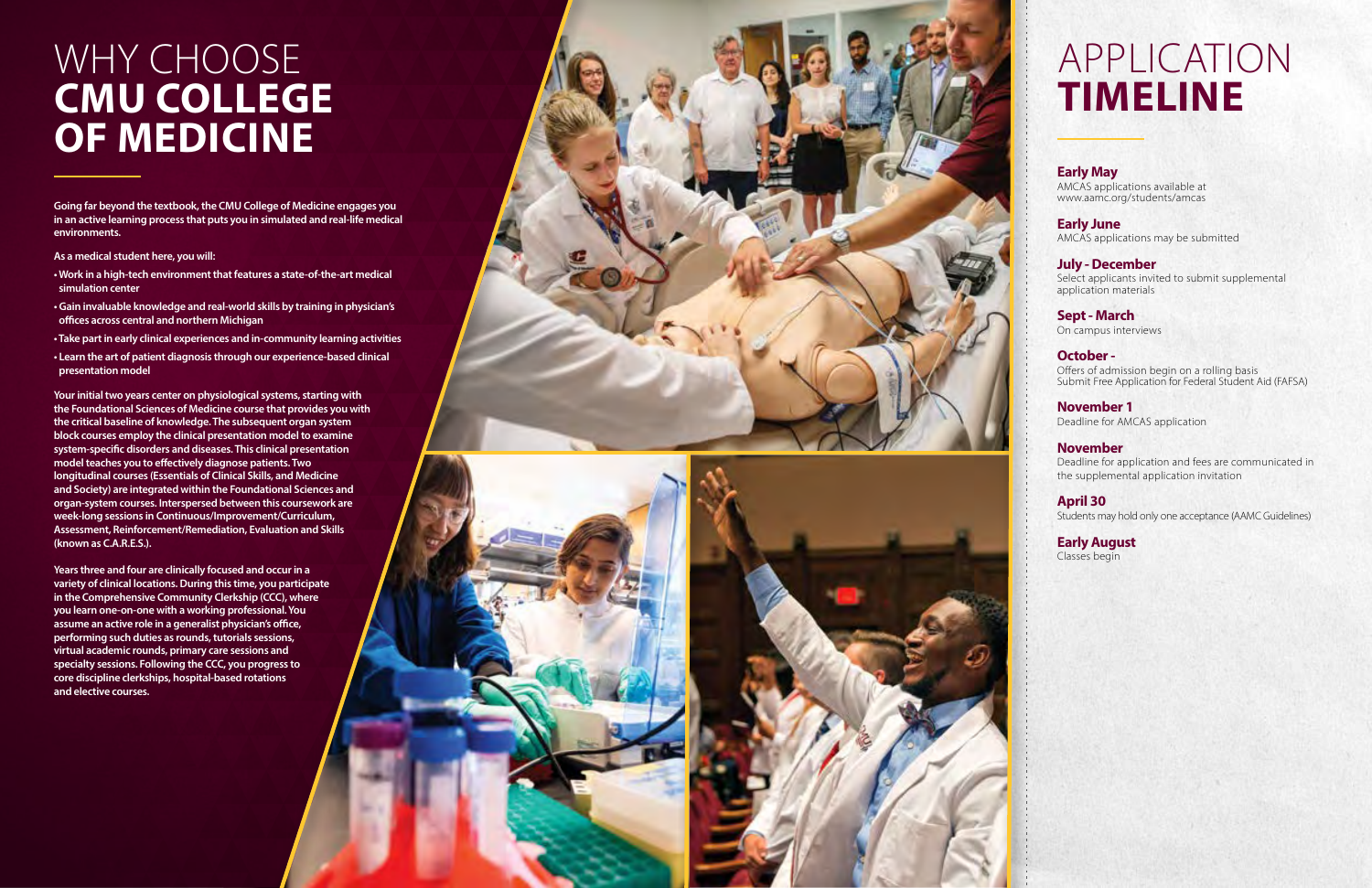# WHY CHOOSE **CMU COLLEGE OF MEDICINE**

**Going far beyond the textbook, the CMU College of Medicine engages you in an active learning process that puts you in simulated and real-life medical environments.**

**As a medical student here, you will:**

- **Work in a high-tech environment that features a state-of-the-art medical simulation center**
- **Gain invaluable knowledge and real-world skills by training in physician's offices across central and northern Michigan**
- **Take part in early clinical experiences and in-community learning activities**
- **Learn the art of patient diagnosis through our experience-based clinical presentation model**

**Your initial two years center on physiological systems, starting with the Foundational Sciences of Medicine course that provides you with the critical baseline of knowledge. The subsequent organ system block courses employ the clinical presentation model to examine system-specific disorders and diseases. This clinical presentation model teaches you to effectively diagnose patients. Two longitudinal courses (Essentials of Clinical Skills, and Medicine and Society) are integrated within the Foundational Sciences and organ-system courses. Interspersed between this coursework are week-long sessions in Continuous/Improvement/Curriculum, Assessment, Reinforcement/Remediation, Evaluation and Skills (known as C.A.R.E.S.).**

**Years three and four are clinically focused and occur in a variety of clinical locations. During this time, you participate in the Comprehensive Community Clerkship (CCC), where you learn one-on-one with a working professional. You assume an active role in a generalist physician's office, performing such duties as rounds, tutorials sessions, virtual academic rounds, primary care sessions and specialty sessions. Following the CCC, you progress to core discipline clerkships, hospital-based rotations and elective courses.**

# APPLICATION **TIMELINE**

**Early May**
AMCAS applications available at www.aamc.org/students/amcas

**Early June**
AMCAS applications may be submitted

**July - December**
Select applicants invited to submit supplemental application materials

**Sept - March**
On campus interviews

**October -**
Offers of admission begin on a rolling basis
Submit Free Application for Federal Student Aid (FAFSA)

**November 1**
Deadline for AMCAS application

**November**
Deadline for application and fees are communicated in the supplemental application invitation

**April 30**
Students may hold only one acceptance (AAMC Guidelines)

**Early August**
Classes begin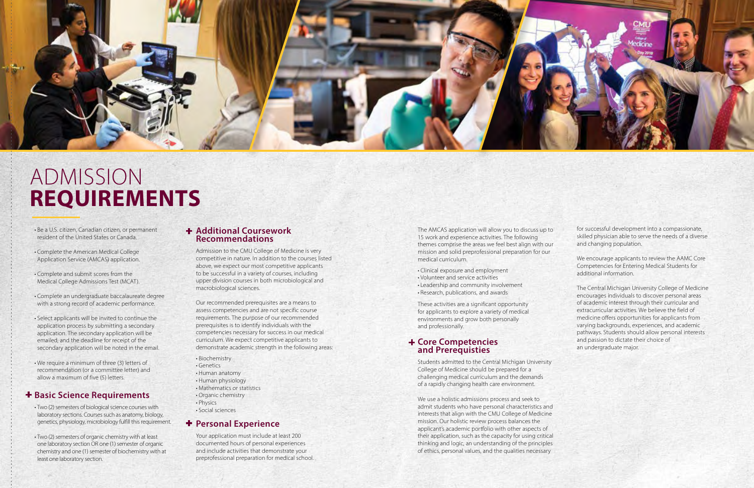# ADMISSION **REQUIREMENTS**

- Be a U.S. citizen, Canadian citizen, or permanent resident of the United States or Canada.
- Complete the American Medical College Application Service (AMCAS) application.
- Complete and submit scores from the Medical College Admissions Test (MCAT).
- Complete an undergraduate baccalaureate degree with a strong record of academic performance.
- Select applicants will be invited to continue the application process by submitting a secondary application. The secondary application will be emailed, and the deadline for receipt of the secondary application will be noted in the email.
- We require a minimum of three (3) letters of recommendation (or a committee letter) and allow a maximum of five (5) letters.

## + Basic Science Requirements

- Two (2) semesters of biological science courses with laboratory sections. Courses such as anatomy, biology, genetics, physiology, microbiology fulfill this requirement.
- Two (2) semesters of organic chemistry with at least one laboratory section OR one (1) semester of organic chemistry and one (1) semester of biochemistry with at least one laboratory section.

## + Additional Coursework Recommendations

Admission to the CMU College of Medicine is very competitive in nature. In addition to the courses listed above, we expect our most competitive applicants to be successful in a variety of courses, including upper division courses in both microbiological and macrobiological sciences.

Our recommended prerequisites are a means to assess competencies and are not specific course requirements. The purpose of our recommended prerequisites is to identify individuals with the competencies necessary for success in our medical curriculum. We expect competitive applicants to demonstrate academic strength in the following areas:

- Biochemistry
- Genetics
- Human anatomy
- Human physiology
- Mathematics or statistics
- Organic chemistry
- Physics
- Social sciences

## + Personal Experience

Your application must include at least 200 documented hours of personal experiences and include activities that demonstrate your preprofessional preparation for medical school.

The AMCAS application will allow you to discuss up to 15 work and experience activities. The following themes comprise the areas we feel best align with our mission and solid preprofessional preparation for our medical curriculum.

- Clinical exposure and employment
- Volunteer and service activities
- Leadership and community involvement
- Research, publications, and awards

These activities are a significant opportunity for applicants to explore a variety of medical environments and grow both personally and professionally.

## + Core Competencies and Prerequisties

Students admitted to the Central Michigan University College of Medicine should be prepared for a challenging medical curriculum and the demands of a rapidly changing health care environment.

We use a holistic admissions process and seek to admit students who have personal characteristics and interests that align with the CMU College of Medicine mission. Our holistic review process balances the applicant's academic portfolio with other aspects of their application, such as the capacity for using critical thinking and logic, an understanding of the principles of ethics, personal values, and the qualities necessary for successful development into a compassionate, skilled physician able to serve the needs of a diverse and changing population.

We encourage applicants to review the AAMC Core Competencies for Entering Medical Students for additional information.

The Central Michigan University College of Medicine encourages individuals to discover personal areas of academic interest through their curricular and extracurricular activities. We believe the field of medicine offers opportunities for applicants from varying backgrounds, experiences, and academic pathways. Students should allow personal interests and passion to dictate their choice of an undergraduate major.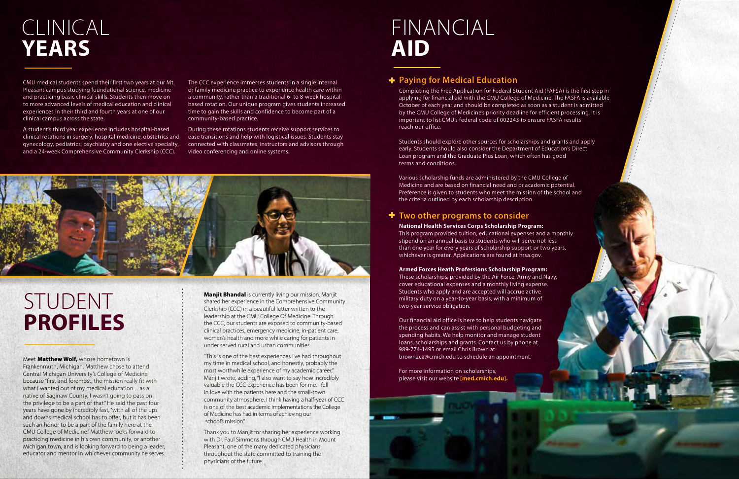# CLINICAL **YEARS**

CMU medical students spend their first two years at our Mt. Pleasant campus studying foundational science, medicine and practicing basic clinical skills. Students then move on to more advanced levels of medical education and clinical experiences in their third and fourth years at one of our clinical campus across the state.

A student's third year experience includes hospital-based clinical rotations in surgery, hospital medicine, obstetrics and gynecology, pediatrics, psychiatry and one elective specialty, and a 24-week Comprehensive Community Clerkship (CCC).

The CCC experience immerses students in a single internal or family medicine practice to experience health care within a community, rather than a traditional 6- to 8-week hospital-based rotation. Our unique program gives students increased time to gain the skills and confidence to become part of a community-based practice.

During these rotations students receive support services to ease transitions and help with logistical issues. Students stay connected with classmates, instructors and advisors through video conferencing and online systems.

# STUDENT **PROFILES**

Meet **Matthew Wolf,** whose hometown is Frankenmuth, Michigan. Matthew chose to attend Central Michigan University's College of Medicine because "first and foremost, the mission really fit with what I wanted out of my medical education ... as a native of Saginaw County, I wasn't going to pass on the privilege to be a part of that." He said the past four years have gone by incredibly fast, "with all of the ups and downs medical school has to offer, but it has been such an honor to be a part of the family here at the CMU College of Medicine." Matthew looks forward to practicing medicine in his own community, or another Michigan town, and is looking forward to being a leader, educator and mentor in whichever community he serves.

**Manjit Bhandal** is currently living our mission. Manjit shared her experience in the Comprehensive Community Clerkship (CCC) in a beautiful letter written to the leadership at the CMU College Of Medicine. Through the CCC, our students are exposed to community-based clinical practices, emergency medicine, in-patient care, women's health and more while caring for patients in under served rural and urban communities.

"This is one of the best experiences I've had throughout my time in medical school, and honestly, probably the most worthwhile experience of my academic career," Manjit wrote, adding, "I also want to say how incredibly valuable the CCC experience has been for me. I fell in love with the patients here and the small-town community atmosphere. I think having a half-year of CCC is one of the best academic implementations the College of Medicine has had in terms of achieving our school's mission."

Thank you to Manjit for sharing her experience working with Dr. Paul Simmons through CMU Health in Mount Pleasant, one of the many dedicated physicians throughout the state committed to training the physicians of the future.

# FINANCIAL **AID**

## + Paying for Medical Education

Completing the Free Application for Federal Student Aid (FAFSA) is the first step in applying for financial aid with the CMU College of Medicine. The FASFA is available October of each year and should be completed as soon as a student is admitted by the CMU College of Medicine's priority deadline for efficient processing. It is important to list CMU's federal code of 002243 to ensure FASFA results reach our office.

Students should explore other sources for scholarships and grants and apply early. Students should also consider the Department of Education's Direct Loan program and the Graduate Plus Loan, which often has good terms and conditions.

Various scholarship funds are administered by the CMU College of Medicine and are based on financial need and or academic potential. Preference is given to students who meet the mission of the school and the criteria outlined by each scholarship description.

## + Two other programs to consider

**National Health Services Corps Scholarship Program:**
This program provided tuition, educational expenses and a monthly stipend on an annual basis to students who will serve not less than one year for every years of scholarship support or two years, whichever is greater. Applications are found at hrsa.gov.

**Armed Forces Heath Professions Scholarship Program:**
These scholarships, provided by the Air Force, Army and Navy, cover educational expenses and a monthly living expense. Students who apply and are accepted will accrue active military duty on a year-to-year basis, with a minimum of two-year service obligation.

Our financial aid office is here to help students navigate the process and can assist with personal budgeting and spending habits. We help monitor and manage student loans, scholarships and grants. Contact us by phone at 989-774-1495 or email Chris Brown at brown2ca@cmich.edu to schedule an appointment.

For more information on scholarships, please visit our website **[med.cmich.edu]**.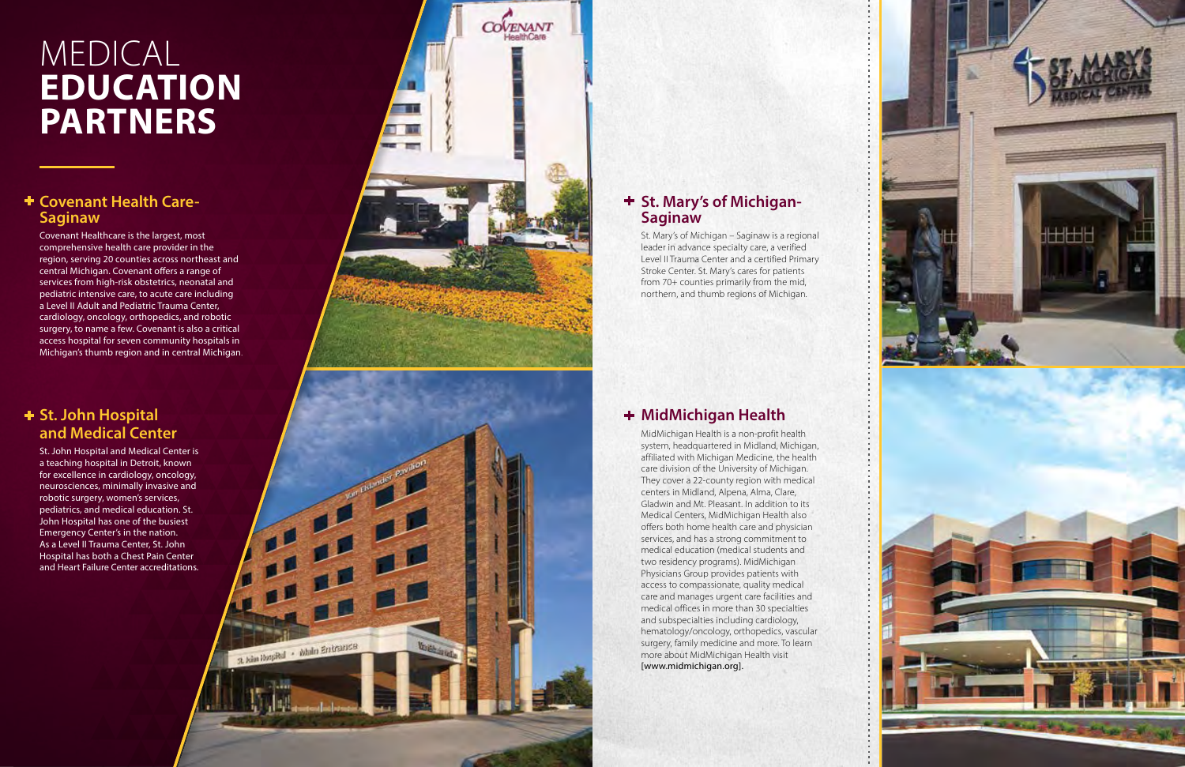# MEDICAL **EDUCATION PARTNERS**

## Covenant Health Care-Saginaw

Covenant Healthcare is the largest, most comprehensive health care provider in the region, serving 20 counties across northeast and central Michigan. Covenant offers a range of services from high-risk obstetrics, neonatal and pediatric intensive care, to acute care including a Level II Adult and Pediatric Trauma Center, cardiology, oncology, orthopedics, and robotic surgery, to name a few. Covenant is also a critical access hospital for seven community hospitals in Michigan's thumb region and in central Michigan.

## St. John Hospital and Medical Center

St. John Hospital and Medical Center is a teaching hospital in Detroit, known for excellence in cardiology, oncology, neurosciences, minimally invasive and robotic surgery, women's services, pediatrics, and medical education. St. John Hospital has one of the busiest Emergency Center's in the nation. As a Level II Trauma Center, St. John Hospital has both a Chest Pain Center and Heart Failure Center accreditations.

## St. Mary's of Michigan-Saginaw

St. Mary's of Michigan – Saginaw is a regional leader in advance specialty care, a verified Level II Trauma Center and a certified Primary Stroke Center. St. Mary's cares for patients from 70+ counties primarily from the mid, northern, and thumb regions of Michigan.

## MidMichigan Health

MidMichigan Health is a non-profit health system, headquartered in Midland, Michigan, affiliated with Michigan Medicine, the health care division of the University of Michigan. They cover a 22-county region with medical centers in Midland, Alpena, Alma, Clare, Gladwin and Mt. Pleasant. In addition to its Medical Centers, MidMichigan Health also offers both home health care and physician services, and has a strong commitment to medical education (medical students and two residency programs). MidMichigan Physicians Group provides patients with access to compassionate, quality medical care and manages urgent care facilities and medical offices in more than 30 specialties and subspecialties including cardiology, hematology/oncology, orthopedics, vascular surgery, family medicine and more. To learn more about MidMichigan Health visit [www.midmichigan.org].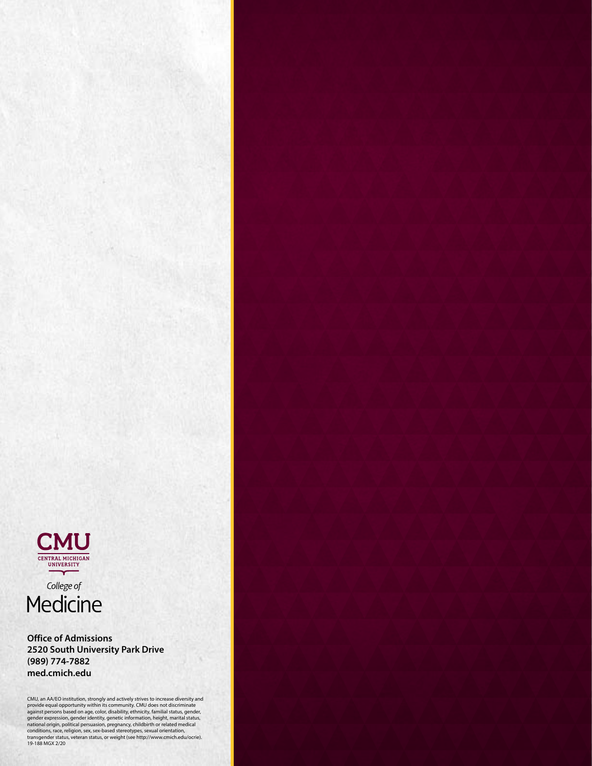CMU
CENTRAL MICHIGAN UNIVERSITY

*College of*
Medicine

**Office of Admissions**
**2520 South University Park Drive**
**(989) 774-7882**
**med.cmich.edu**

CMU, an AA/EO institution, strongly and actively strives to increase diversity and provide equal opportunity within its community. CMU does not discriminate against persons based on age, color, disability, ethnicity, familial status, gender, gender expression, gender identity, genetic information, height, marital status, national origin, political persuasion, pregnancy, childbirth or related medical conditions, race, religion, sex, sex-based stereotypes, sexual orientation, transgender status, veteran status, or weight (see http://www.cmich.edu/ocrie). 19-188 MGX 2/20